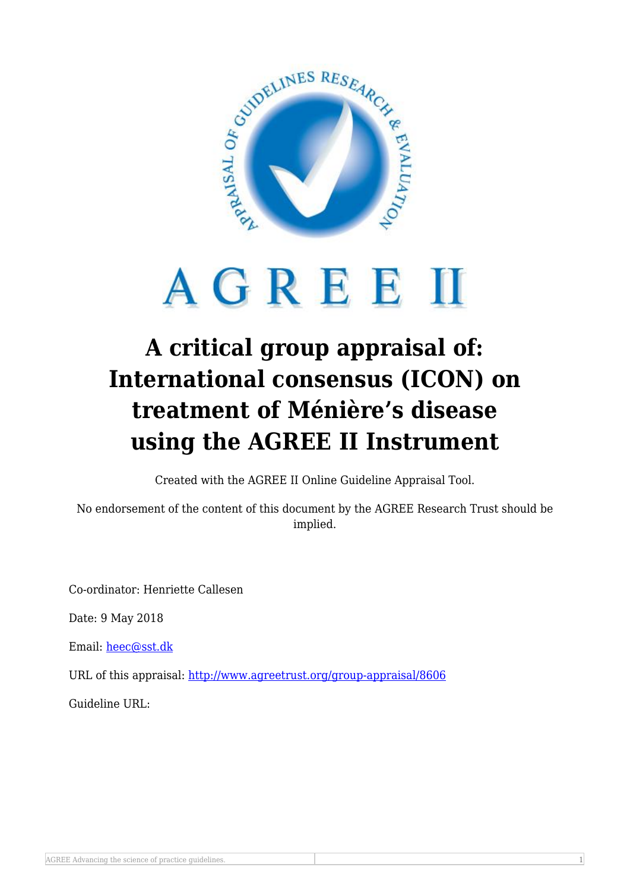# A critical group appraisal of: International consensus (ICON) on treatment of Ménière's disease using the AGREE II Instrument

Created with the AGREE II Online Guideline Appraisal Tool.

No endorsement of the content of this document by the AGREE Research Trust should be implied.

Co-ordinator: Henriette Callesen

Date: 9 May 2018

Email: heec@sst.dk

URL of this appraisal: http://www.agreetrust.org/group-appraisal/8606

Guideline URL: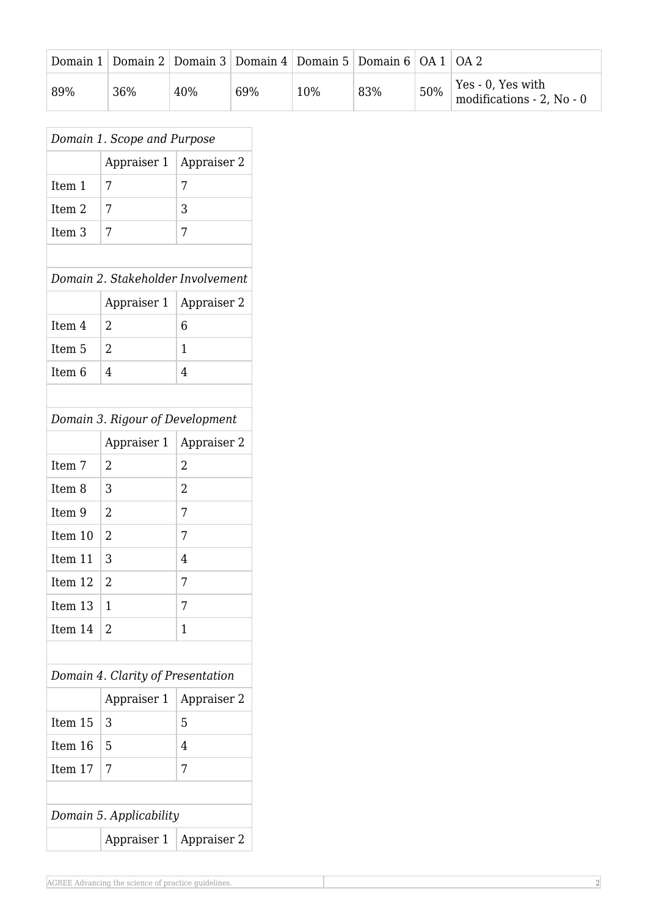| Domain 1 | Domain 2 | Domain 3 | Domain 4 | Domain 5 | Domain 6 | OA 1 | OA 2 |
|---|---|---|---|---|---|---|---|
| 89% | 36% | 40% | 69% | 10% | 83% | 50% | Yes - 0, Yes with modifications - 2, No - 0 |

| *Domain 1. Scope and Purpose* | | |
|---|---|---|
| | Appraiser 1 | Appraiser 2 |
| Item 1 | 7 | 7 |
| Item 2 | 7 | 3 |
| Item 3 | 7 | 7 |

| *Domain 2. Stakeholder Involvement* | | |
|---|---|---|
| | Appraiser 1 | Appraiser 2 |
| Item 4 | 2 | 6 |
| Item 5 | 2 | 1 |
| Item 6 | 4 | 4 |

| *Domain 3. Rigour of Development* | | |
|---|---|---|
| | Appraiser 1 | Appraiser 2 |
| Item 7 | 2 | 2 |
| Item 8 | 3 | 2 |
| Item 9 | 2 | 7 |
| Item 10 | 2 | 7 |
| Item 11 | 3 | 4 |
| Item 12 | 2 | 7 |
| Item 13 | 1 | 7 |
| Item 14 | 2 | 1 |

| *Domain 4. Clarity of Presentation* | | |
|---|---|---|
| | Appraiser 1 | Appraiser 2 |
| Item 15 | 3 | 5 |
| Item 16 | 5 | 4 |
| Item 17 | 7 | 7 |

| *Domain 5. Applicability* | | |
|---|---|---|
| | Appraiser 1 | Appraiser 2 |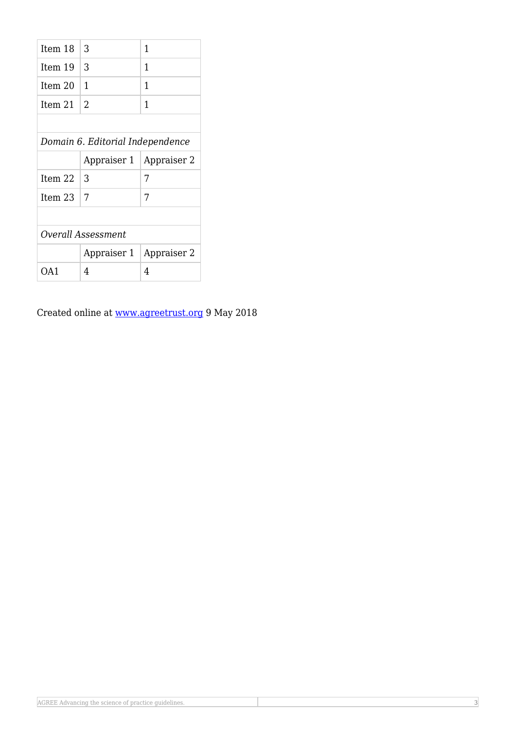| | | |
|---|---|---|
| Item 18 | 3 | 1 |
| Item 19 | 3 | 1 |
| Item 20 | 1 | 1 |
| Item 21 | 2 | 1 |
| | | |
| *Domain 6. Editorial Independence* | | |
| | Appraiser 1 | Appraiser 2 |
| Item 22 | 3 | 7 |
| Item 23 | 7 | 7 |
| | | |
| *Overall Assessment* | | |
| | Appraiser 1 | Appraiser 2 |
| OA1 | 4 | 4 |

Created online at [www.agreetrust.org](http://www.agreetrust.org) 9 May 2018